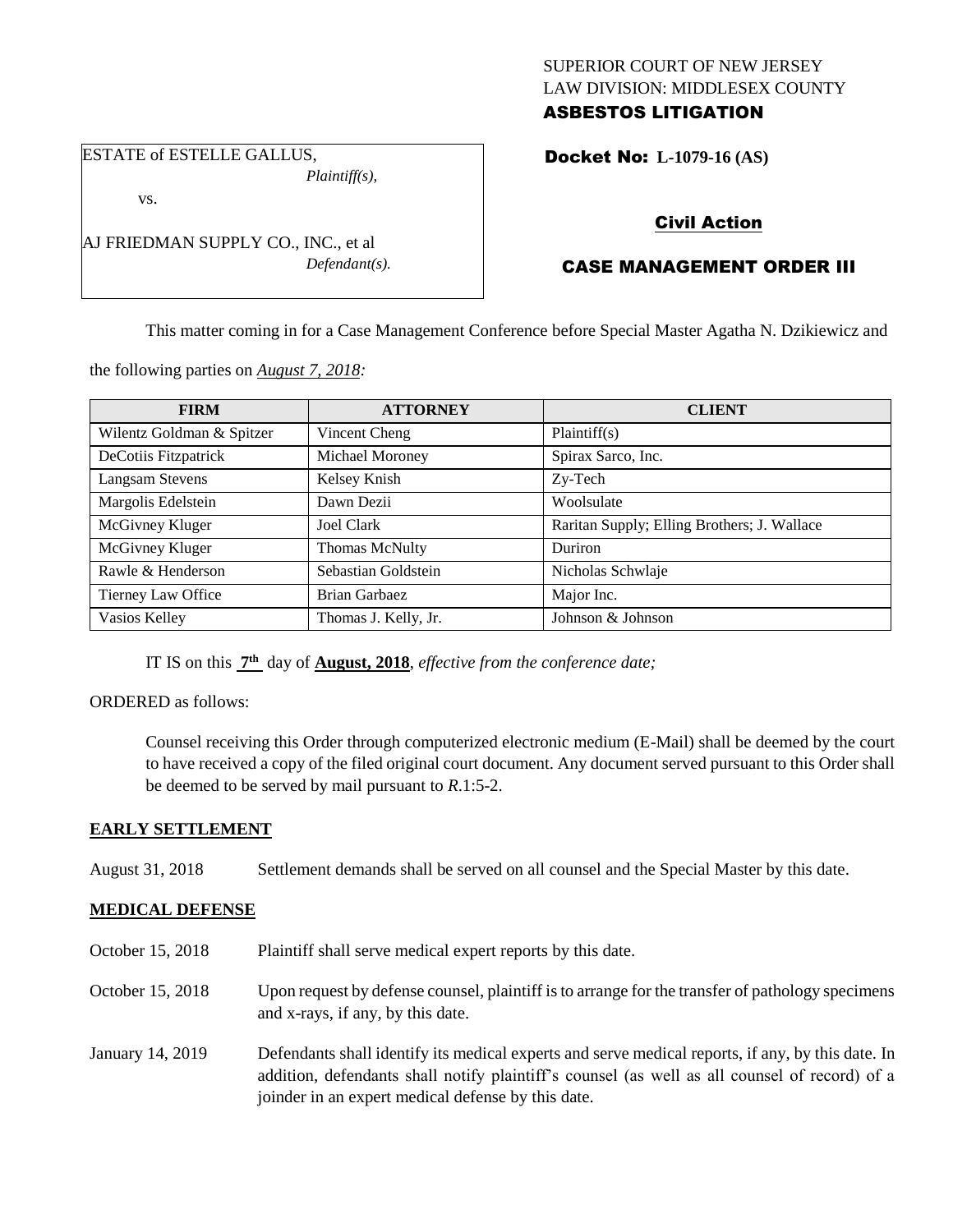SUPERIOR COURT OF NEW JERSEY
LAW DIVISION: MIDDLESEX COUNTY
**ASBESTOS LITIGATION**

ESTATE of ESTELLE GALLUS,
*Plaintiff(s),*

vs.

AJ FRIEDMAN SUPPLY CO., INC., et al
*Defendant(s).*

**Docket No: L-1079-16 (AS)**

**Civil Action**

**CASE MANAGEMENT ORDER III**

This matter coming in for a Case Management Conference before Special Master Agatha N. Dzikiewicz and the following parties on *August 7, 2018:*

| FIRM | ATTORNEY | CLIENT |
|---|---|---|
| Wilentz Goldman & Spitzer | Vincent Cheng | Plaintiff(s) |
| DeCotiis Fitzpatrick | Michael Moroney | Spirax Sarco, Inc. |
| Langsam Stevens | Kelsey Knish | Zy-Tech |
| Margolis Edelstein | Dawn Dezii | Woolsulate |
| McGivney Kluger | Joel Clark | Raritan Supply; Elling Brothers; J. Wallace |
| McGivney Kluger | Thomas McNulty | Duriron |
| Rawle & Henderson | Sebastian Goldstein | Nicholas Schwlaje |
| Tierney Law Office | Brian Garbaez | Major Inc. |
| Vasios Kelley | Thomas J. Kelly, Jr. | Johnson & Johnson |

IT IS on this **7th** day of **August, 2018**, *effective from the conference date;*

ORDERED as follows:

Counsel receiving this Order through computerized electronic medium (E-Mail) shall be deemed by the court to have received a copy of the filed original court document. Any document served pursuant to this Order shall be deemed to be served by mail pursuant to *R*.1:5-2.

**EARLY SETTLEMENT**

August 31, 2018 Settlement demands shall be served on all counsel and the Special Master by this date.

**MEDICAL DEFENSE**

October 15, 2018 Plaintiff shall serve medical expert reports by this date.

October 15, 2018 Upon request by defense counsel, plaintiff is to arrange for the transfer of pathology specimens and x-rays, if any, by this date.

January 14, 2019 Defendants shall identify its medical experts and serve medical reports, if any, by this date. In addition, defendants shall notify plaintiff's counsel (as well as all counsel of record) of a joinder in an expert medical defense by this date.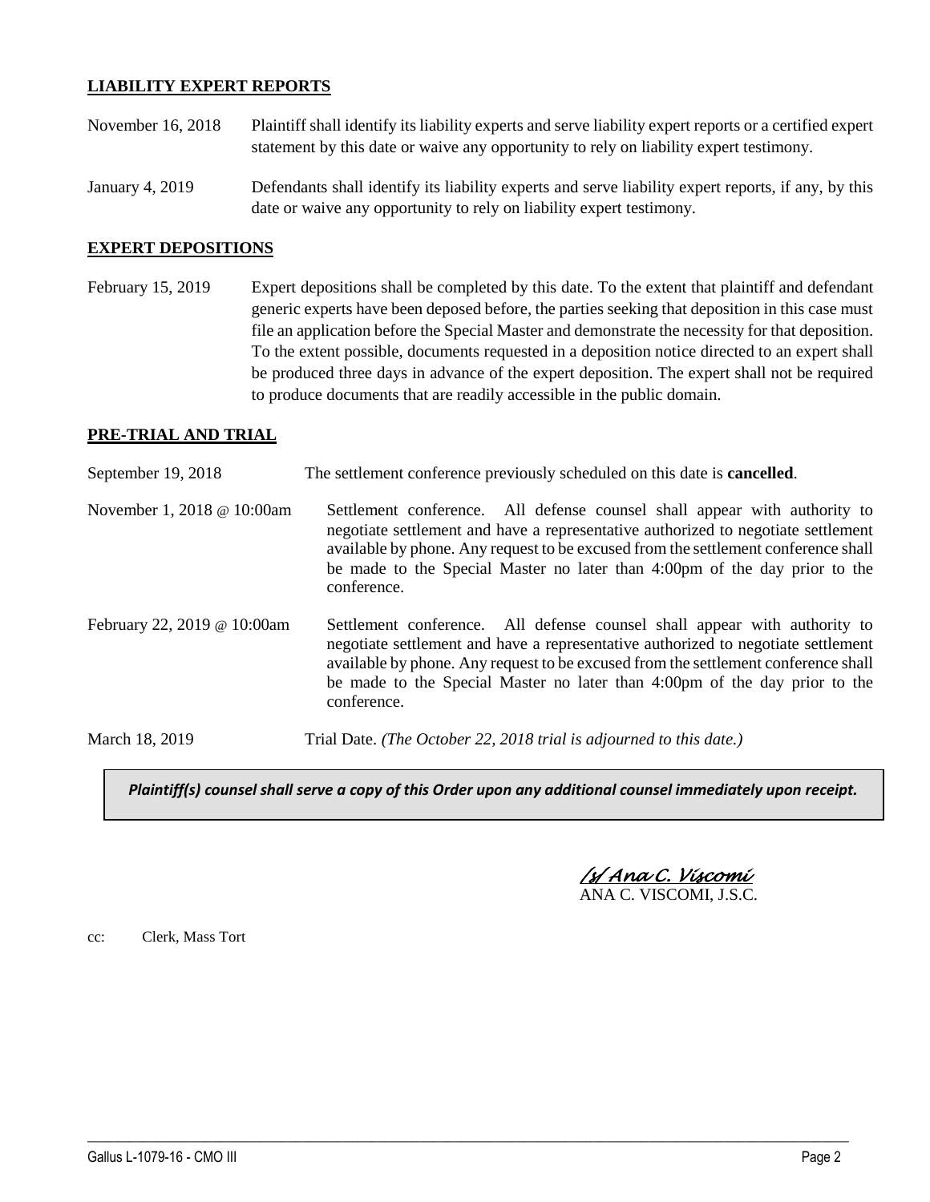**LIABILITY EXPERT REPORTS**

| | |
|---|---|
| November 16, 2018 | Plaintiff shall identify its liability experts and serve liability expert reports or a certified expert statement by this date or waive any opportunity to rely on liability expert testimony. |
| January 4, 2019 | Defendants shall identify its liability experts and serve liability expert reports, if any, by this date or waive any opportunity to rely on liability expert testimony. |

**EXPERT DEPOSITIONS**

| | |
|---|---|
| February 15, 2019 | Expert depositions shall be completed by this date. To the extent that plaintiff and defendant generic experts have been deposed before, the parties seeking that deposition in this case must file an application before the Special Master and demonstrate the necessity for that deposition. To the extent possible, documents requested in a deposition notice directed to an expert shall be produced three days in advance of the expert deposition. The expert shall not be required to produce documents that are readily accessible in the public domain. |

**PRE-TRIAL AND TRIAL**

| | |
|---|---|
| September 19, 2018 | The settlement conference previously scheduled on this date is **cancelled**. |
| November 1, 2018 @ 10:00am | Settlement conference. All defense counsel shall appear with authority to negotiate settlement and have a representative authorized to negotiate settlement available by phone. Any request to be excused from the settlement conference shall be made to the Special Master no later than 4:00pm of the day prior to the conference. |
| February 22, 2019 @ 10:00am | Settlement conference. All defense counsel shall appear with authority to negotiate settlement and have a representative authorized to negotiate settlement available by phone. Any request to be excused from the settlement conference shall be made to the Special Master no later than 4:00pm of the day prior to the conference. |
| March 18, 2019 | Trial Date. *(The October 22, 2018 trial is adjourned to this date.)* |

***Plaintiff(s) counsel shall serve a copy of this Order upon any additional counsel immediately upon receipt.***

*/s/ Ana C. Viscomi*
ANA C. VISCOMI, J.S.C.

cc: Clerk, Mass Tort

Gallus L-1079-16 - CMO III